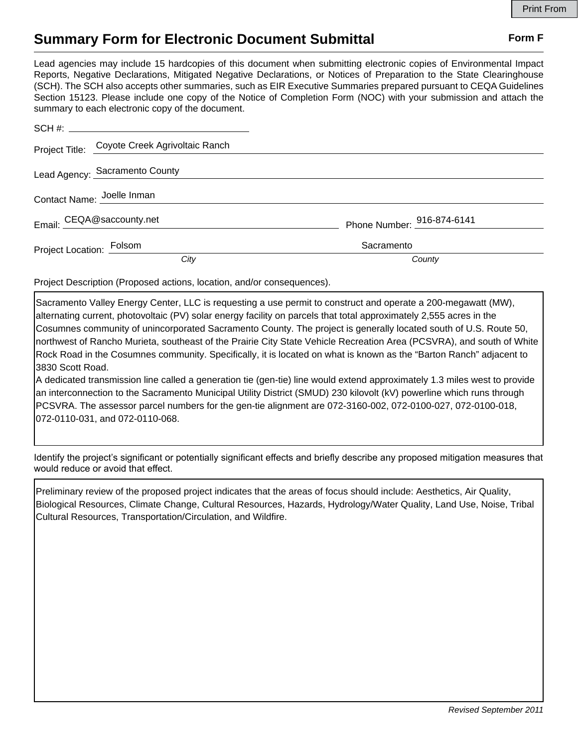Print From

# Summary Form for Electronic Document Submittal

**Form F**

Lead agencies may include 15 hardcopies of this document when submitting electronic copies of Environmental Impact Reports, Negative Declarations, Mitigated Negative Declarations, or Notices of Preparation to the State Clearinghouse (SCH). The SCH also accepts other summaries, such as EIR Executive Summaries prepared pursuant to CEQA Guidelines Section 15123. Please include one copy of the Notice of Completion Form (NOC) with your submission and attach the summary to each electronic copy of the document.

SCH #: 

Project Title: Coyote Creek Agrivoltaic Ranch

Lead Agency: Sacramento County

Contact Name: Joelle Inman

Email: CEQA@saccounty.net

Phone Number: 916-874-6141

Project Location: Folsom (*City*), Sacramento (*County*)

Project Description (Proposed actions, location, and/or consequences).

Sacramento Valley Energy Center, LLC is requesting a use permit to construct and operate a 200-megawatt (MW), alternating current, photovoltaic (PV) solar energy facility on parcels that total approximately 2,555 acres in the Cosumnes community of unincorporated Sacramento County. The project is generally located south of U.S. Route 50, northwest of Rancho Murieta, southeast of the Prairie City State Vehicle Recreation Area (PCSVRA), and south of White Rock Road in the Cosumnes community. Specifically, it is located on what is known as the “Barton Ranch” adjacent to 3830 Scott Road.
A dedicated transmission line called a generation tie (gen-tie) line would extend approximately 1.3 miles west to provide an interconnection to the Sacramento Municipal Utility District (SMUD) 230 kilovolt (kV) powerline which runs through PCSVRA. The assessor parcel numbers for the gen-tie alignment are 072-3160-002, 072-0100-027, 072-0100-018, 072-0110-031, and 072-0110-068.

Identify the project’s significant or potentially significant effects and briefly describe any proposed mitigation measures that would reduce or avoid that effect.

Preliminary review of the proposed project indicates that the areas of focus should include: Aesthetics, Air Quality, Biological Resources, Climate Change, Cultural Resources, Hazards, Hydrology/Water Quality, Land Use, Noise, Tribal Cultural Resources, Transportation/Circulation, and Wildfire.

*Revised September 2011*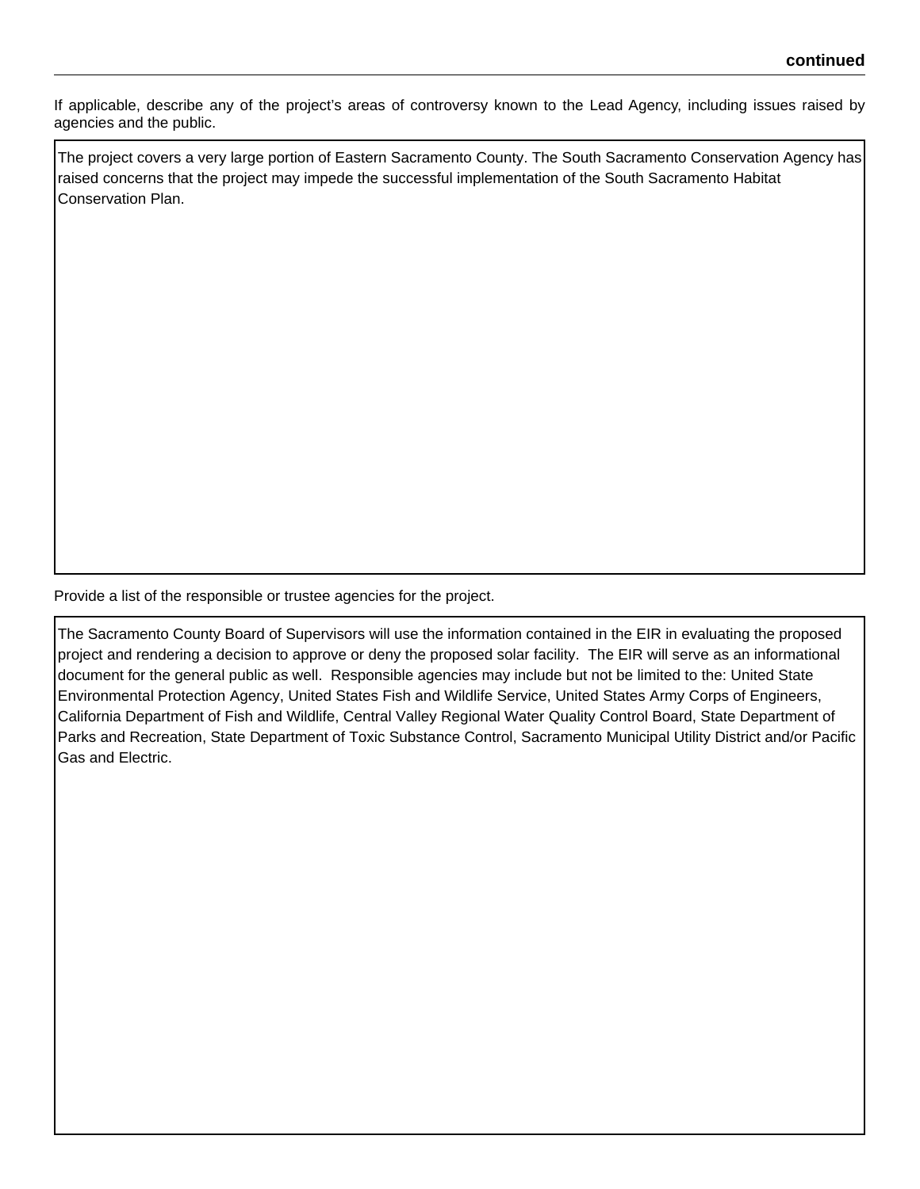**continued**

If applicable, describe any of the project's areas of controversy known to the Lead Agency, including issues raised by agencies and the public.

The project covers a very large portion of Eastern Sacramento County. The South Sacramento Conservation Agency has raised concerns that the project may impede the successful implementation of the South Sacramento Habitat Conservation Plan.

Provide a list of the responsible or trustee agencies for the project.

The Sacramento County Board of Supervisors will use the information contained in the EIR in evaluating the proposed project and rendering a decision to approve or deny the proposed solar facility. The EIR will serve as an informational document for the general public as well. Responsible agencies may include but not be limited to the: United State Environmental Protection Agency, United States Fish and Wildlife Service, United States Army Corps of Engineers, California Department of Fish and Wildlife, Central Valley Regional Water Quality Control Board, State Department of Parks and Recreation, State Department of Toxic Substance Control, Sacramento Municipal Utility District and/or Pacific Gas and Electric.